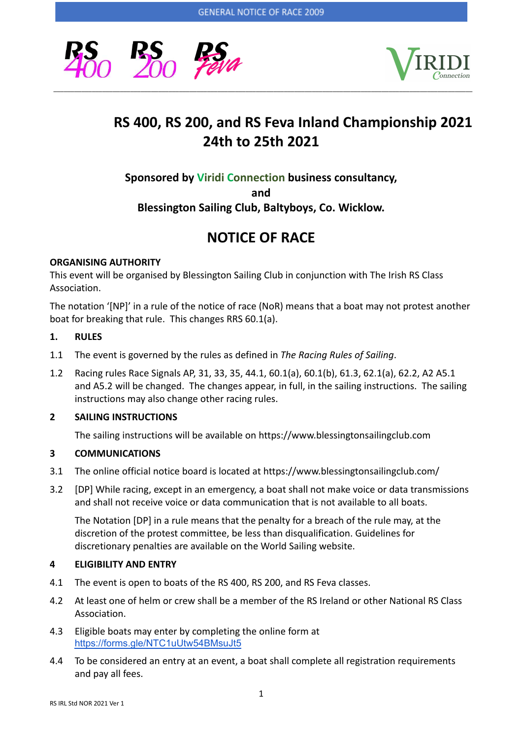# RS 400, RS 200, and RS Feva Inland Championship 2021
# 24th to 25th 2021

**Sponsored by Viridi Connection business consultancy,**
**and**
**Blessington Sailing Club, Baltyboys, Co. Wicklow.**

## NOTICE OF RACE

**ORGANISING AUTHORITY**

This event will be organised by Blessington Sailing Club in conjunction with The Irish RS Class Association.

The notation '[NP]' in a rule of the notice of race (NoR) means that a boat may not protest another boat for breaking that rule. This changes RRS 60.1(a).

**1. RULES**

1.1 The event is governed by the rules as defined in *The Racing Rules of Sailing*.

1.2 Racing rules Race Signals AP, 31, 33, 35, 44.1, 60.1(a), 60.1(b), 61.3, 62.1(a), 62.2, A2 A5.1 and A5.2 will be changed. The changes appear, in full, in the sailing instructions. The sailing instructions may also change other racing rules.

**2 SAILING INSTRUCTIONS**

The sailing instructions will be available on https://www.blessingtonsailingclub.com

**3 COMMUNICATIONS**

3.1 The online official notice board is located at https://www.blessingtonsailingclub.com/

3.2 [DP] While racing, except in an emergency, a boat shall not make voice or data transmissions and shall not receive voice or data communication that is not available to all boats.

The Notation [DP] in a rule means that the penalty for a breach of the rule may, at the discretion of the protest committee, be less than disqualification. Guidelines for discretionary penalties are available on the World Sailing website.

**4 ELIGIBILITY AND ENTRY**

4.1 The event is open to boats of the RS 400, RS 200, and RS Feva classes.

4.2 At least one of helm or crew shall be a member of the RS Ireland or other National RS Class Association.

4.3 Eligible boats may enter by completing the online form at https://forms.gle/NTC1uUtw54BMsuJt5

4.4 To be considered an entry at an event, a boat shall complete all registration requirements and pay all fees.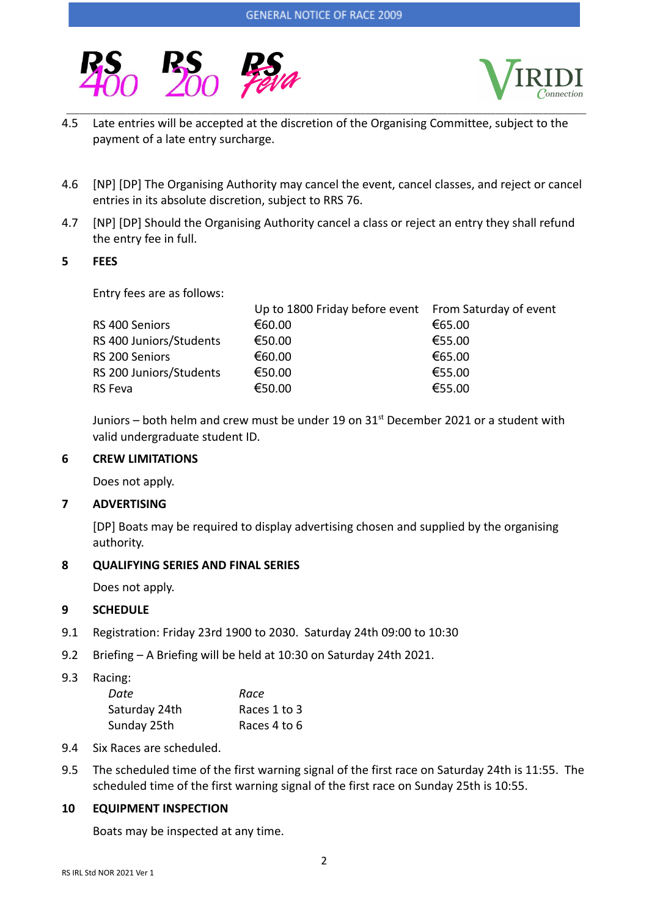4.5 Late entries will be accepted at the discretion of the Organising Committee, subject to the payment of a late entry surcharge.

4.6 [NP] [DP] The Organising Authority may cancel the event, cancel classes, and reject or cancel entries in its absolute discretion, subject to RRS 76.

4.7 [NP] [DP] Should the Organising Authority cancel a class or reject an entry they shall refund the entry fee in full.

## 5 FEES

Entry fees are as follows:

| | Up to 1800 Friday before event | From Saturday of event |
|---|---|---|
| RS 400 Seniors | €60.00 | €65.00 |
| RS 400 Juniors/Students | €50.00 | €55.00 |
| RS 200 Seniors | €60.00 | €65.00 |
| RS 200 Juniors/Students | €50.00 | €55.00 |
| RS Feva | €50.00 | €55.00 |

Juniors – both helm and crew must be under 19 on 31st December 2021 or a student with valid undergraduate student ID.

## 6 CREW LIMITATIONS

Does not apply.

## 7 ADVERTISING

[DP] Boats may be required to display advertising chosen and supplied by the organising authority.

## 8 QUALIFYING SERIES AND FINAL SERIES

Does not apply.

## 9 SCHEDULE

9.1 Registration: Friday 23rd 1900 to 2030. Saturday 24th 09:00 to 10:30

9.2 Briefing – A Briefing will be held at 10:30 on Saturday 24th 2021.

9.3 Racing:

| *Date* | *Race* |
|---|---|
| Saturday 24th | Races 1 to 3 |
| Sunday 25th | Races 4 to 6 |

9.4 Six Races are scheduled.

9.5 The scheduled time of the first warning signal of the first race on Saturday 24th is 11:55. The scheduled time of the first warning signal of the first race on Sunday 25th is 10:55.

## 10 EQUIPMENT INSPECTION

Boats may be inspected at any time.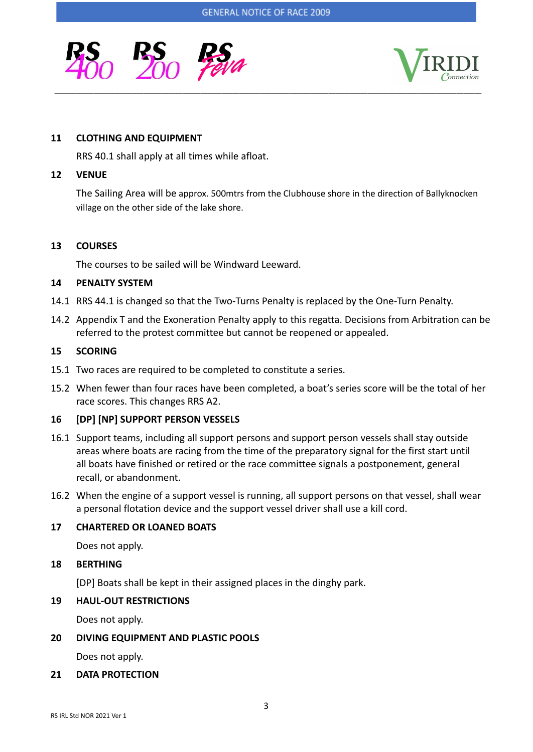## 11 CLOTHING AND EQUIPMENT

RRS 40.1 shall apply at all times while afloat.

## 12 VENUE

The Sailing Area will be approx. 500mtrs from the Clubhouse shore in the direction of Ballyknocken village on the other side of the lake shore.

## 13 COURSES

The courses to be sailed will be Windward Leeward.

## 14 PENALTY SYSTEM

14.1 RRS 44.1 is changed so that the Two-Turns Penalty is replaced by the One-Turn Penalty.

14.2 Appendix T and the Exoneration Penalty apply to this regatta. Decisions from Arbitration can be referred to the protest committee but cannot be reopened or appealed.

## 15 SCORING

15.1 Two races are required to be completed to constitute a series.

15.2 When fewer than four races have been completed, a boat's series score will be the total of her race scores. This changes RRS A2.

## 16 [DP] [NP] SUPPORT PERSON VESSELS

16.1 Support teams, including all support persons and support person vessels shall stay outside areas where boats are racing from the time of the preparatory signal for the first start until all boats have finished or retired or the race committee signals a postponement, general recall, or abandonment.

16.2 When the engine of a support vessel is running, all support persons on that vessel, shall wear a personal flotation device and the support vessel driver shall use a kill cord.

## 17 CHARTERED OR LOANED BOATS

Does not apply.

## 18 BERTHING

[DP] Boats shall be kept in their assigned places in the dinghy park.

## 19 HAUL-OUT RESTRICTIONS

Does not apply.

## 20 DIVING EQUIPMENT AND PLASTIC POOLS

Does not apply.

## 21 DATA PROTECTION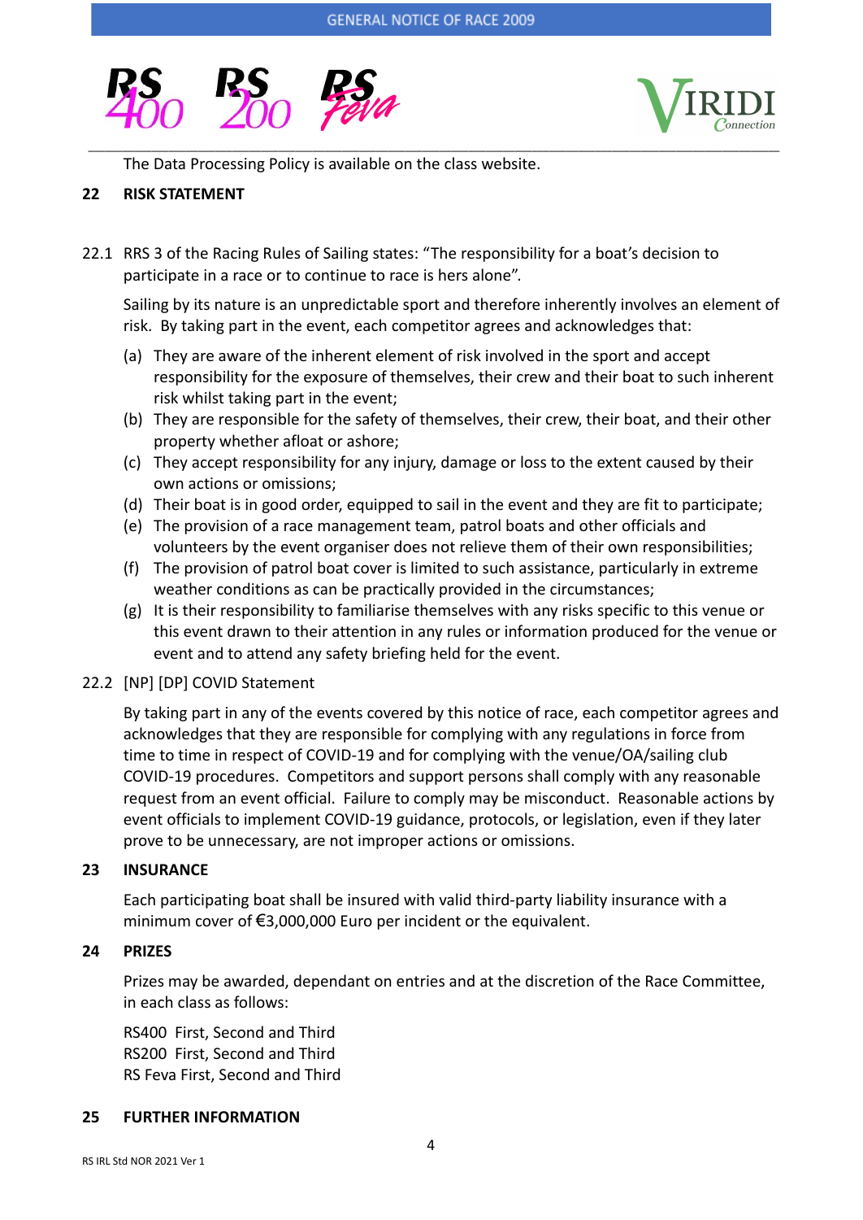The Data Processing Policy is available on the class website.

## 22 RISK STATEMENT

22.1 RRS 3 of the Racing Rules of Sailing states: "The responsibility for a boat's decision to participate in a race or to continue to race is hers alone".

Sailing by its nature is an unpredictable sport and therefore inherently involves an element of risk. By taking part in the event, each competitor agrees and acknowledges that:

(a) They are aware of the inherent element of risk involved in the sport and accept responsibility for the exposure of themselves, their crew and their boat to such inherent risk whilst taking part in the event;
(b) They are responsible for the safety of themselves, their crew, their boat, and their other property whether afloat or ashore;
(c) They accept responsibility for any injury, damage or loss to the extent caused by their own actions or omissions;
(d) Their boat is in good order, equipped to sail in the event and they are fit to participate;
(e) The provision of a race management team, patrol boats and other officials and volunteers by the event organiser does not relieve them of their own responsibilities;
(f) The provision of patrol boat cover is limited to such assistance, particularly in extreme weather conditions as can be practically provided in the circumstances;
(g) It is their responsibility to familiarise themselves with any risks specific to this venue or this event drawn to their attention in any rules or information produced for the venue or event and to attend any safety briefing held for the event.

22.2 [NP] [DP] COVID Statement

By taking part in any of the events covered by this notice of race, each competitor agrees and acknowledges that they are responsible for complying with any regulations in force from time to time in respect of COVID-19 and for complying with the venue/OA/sailing club COVID-19 procedures. Competitors and support persons shall comply with any reasonable request from an event official. Failure to comply may be misconduct. Reasonable actions by event officials to implement COVID-19 guidance, protocols, or legislation, even if they later prove to be unnecessary, are not improper actions or omissions.

## 23 INSURANCE

Each participating boat shall be insured with valid third-party liability insurance with a minimum cover of €3,000,000 Euro per incident or the equivalent.

## 24 PRIZES

Prizes may be awarded, dependant on entries and at the discretion of the Race Committee, in each class as follows:

RS400 First, Second and Third
RS200 First, Second and Third
RS Feva First, Second and Third

## 25 FURTHER INFORMATION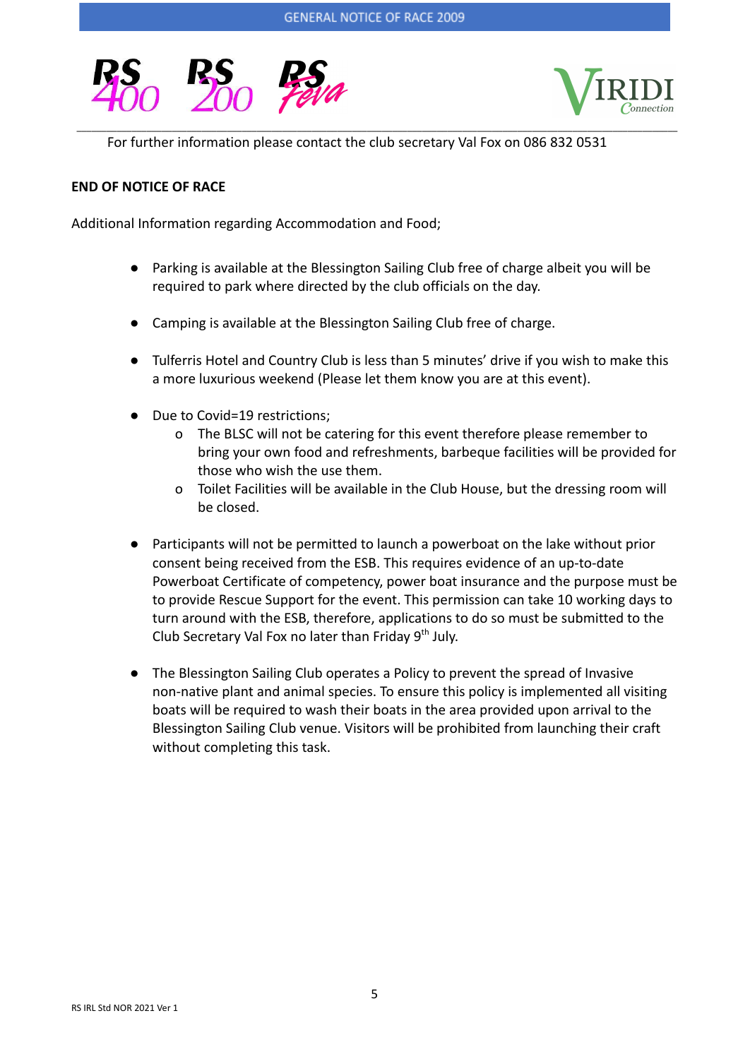For further information please contact the club secretary Val Fox on 086 832 0531

**END OF NOTICE OF RACE**

Additional Information regarding Accommodation and Food;

- Parking is available at the Blessington Sailing Club free of charge albeit you will be required to park where directed by the club officials on the day.

- Camping is available at the Blessington Sailing Club free of charge.

- Tulferris Hotel and Country Club is less than 5 minutes' drive if you wish to make this a more luxurious weekend (Please let them know you are at this event).

- Due to Covid=19 restrictions;
  - The BLSC will not be catering for this event therefore please remember to bring your own food and refreshments, barbeque facilities will be provided for those who wish the use them.
  - Toilet Facilities will be available in the Club House, but the dressing room will be closed.

- Participants will not be permitted to launch a powerboat on the lake without prior consent being received from the ESB. This requires evidence of an up-to-date Powerboat Certificate of competency, power boat insurance and the purpose must be to provide Rescue Support for the event. This permission can take 10 working days to turn around with the ESB, therefore, applications to do so must be submitted to the Club Secretary Val Fox no later than Friday 9th July.

- The Blessington Sailing Club operates a Policy to prevent the spread of Invasive non-native plant and animal species. To ensure this policy is implemented all visiting boats will be required to wash their boats in the area provided upon arrival to the Blessington Sailing Club venue. Visitors will be prohibited from launching their craft without completing this task.